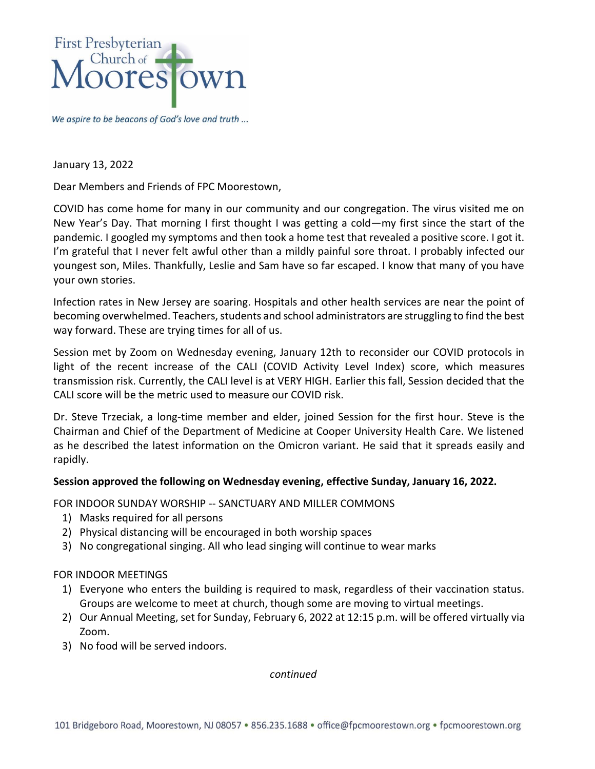First Presbyterian Church of Moorestown

*We aspire to be beacons of God's love and truth ...*

January 13, 2022

Dear Members and Friends of FPC Moorestown,

COVID has come home for many in our community and our congregation. The virus visited me on New Year's Day. That morning I first thought I was getting a cold—my first since the start of the pandemic. I googled my symptoms and then took a home test that revealed a positive score. I got it. I'm grateful that I never felt awful other than a mildly painful sore throat. I probably infected our youngest son, Miles. Thankfully, Leslie and Sam have so far escaped. I know that many of you have your own stories.

Infection rates in New Jersey are soaring. Hospitals and other health services are near the point of becoming overwhelmed. Teachers, students and school administrators are struggling to find the best way forward. These are trying times for all of us.

Session met by Zoom on Wednesday evening, January 12th to reconsider our COVID protocols in light of the recent increase of the CALI (COVID Activity Level Index) score, which measures transmission risk. Currently, the CALI level is at VERY HIGH. Earlier this fall, Session decided that the CALI score will be the metric used to measure our COVID risk.

Dr. Steve Trzeciak, a long-time member and elder, joined Session for the first hour. Steve is the Chairman and Chief of the Department of Medicine at Cooper University Health Care. We listened as he described the latest information on the Omicron variant. He said that it spreads easily and rapidly.

**Session approved the following on Wednesday evening, effective Sunday, January 16, 2022.**

FOR INDOOR SUNDAY WORSHIP -- SANCTUARY AND MILLER COMMONS

1) Masks required for all persons
2) Physical distancing will be encouraged in both worship spaces
3) No congregational singing. All who lead singing will continue to wear marks

FOR INDOOR MEETINGS

1) Everyone who enters the building is required to mask, regardless of their vaccination status. Groups are welcome to meet at church, though some are moving to virtual meetings.
2) Our Annual Meeting, set for Sunday, February 6, 2022 at 12:15 p.m. will be offered virtually via Zoom.
3) No food will be served indoors.

*continued*

101 Bridgeboro Road, Moorestown, NJ 08057 • 856.235.1688 • office@fpcmoorestown.org • fpcmoorestown.org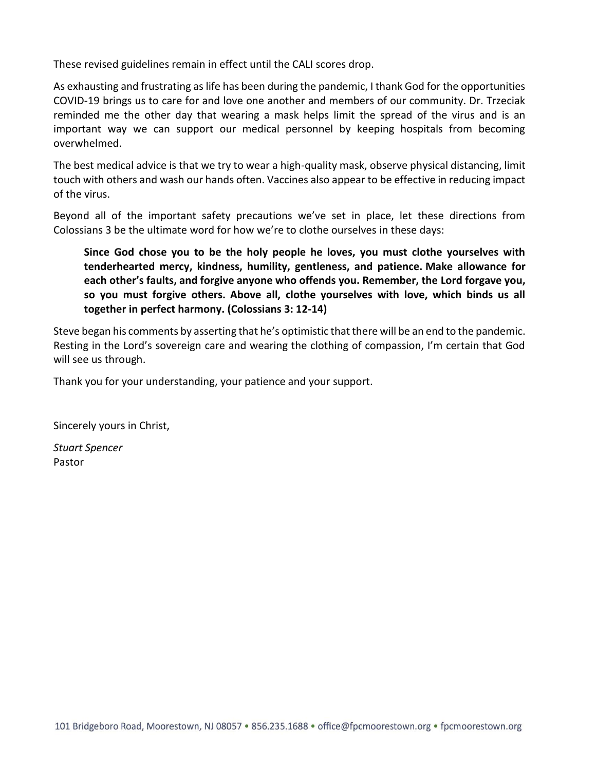These revised guidelines remain in effect until the CALI scores drop.

As exhausting and frustrating as life has been during the pandemic, I thank God for the opportunities COVID-19 brings us to care for and love one another and members of our community. Dr. Trzeciak reminded me the other day that wearing a mask helps limit the spread of the virus and is an important way we can support our medical personnel by keeping hospitals from becoming overwhelmed.

The best medical advice is that we try to wear a high-quality mask, observe physical distancing, limit touch with others and wash our hands often. Vaccines also appear to be effective in reducing impact of the virus.

Beyond all of the important safety precautions we've set in place, let these directions from Colossians 3 be the ultimate word for how we're to clothe ourselves in these days:

> **Since God chose you to be the holy people he loves, you must clothe yourselves with tenderhearted mercy, kindness, humility, gentleness, and patience. Make allowance for each other's faults, and forgive anyone who offends you. Remember, the Lord forgave you, so you must forgive others. Above all, clothe yourselves with love, which binds us all together in perfect harmony. (Colossians 3: 12-14)**

Steve began his comments by asserting that he's optimistic that there will be an end to the pandemic. Resting in the Lord's sovereign care and wearing the clothing of compassion, I'm certain that God will see us through.

Thank you for your understanding, your patience and your support.

Sincerely yours in Christ,

*Stuart Spencer*
Pastor

101 Bridgeboro Road, Moorestown, NJ 08057 • 856.235.1688 • office@fpcmoorestown.org • fpcmoorestown.org